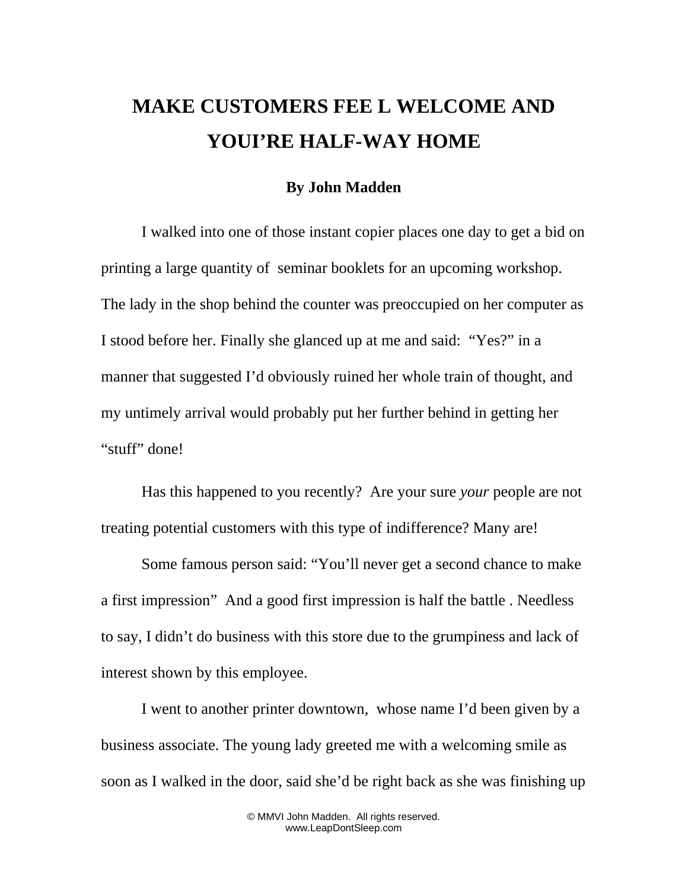# MAKE CUSTOMERS FEE L WELCOME AND YOUI'RE HALF-WAY HOME

**By John Madden**

I walked into one of those instant copier places one day to get a bid on printing a large quantity of seminar booklets for an upcoming workshop. The lady in the shop behind the counter was preoccupied on her computer as I stood before her. Finally she glanced up at me and said: "Yes?" in a manner that suggested I'd obviously ruined her whole train of thought, and my untimely arrival would probably put her further behind in getting her "stuff" done!

Has this happened to you recently? Are your sure *your* people are not treating potential customers with this type of indifference? Many are!

Some famous person said: "You'll never get a second chance to make a first impression" And a good first impression is half the battle . Needless to say, I didn't do business with this store due to the grumpiness and lack of interest shown by this employee.

I went to another printer downtown, whose name I'd been given by a business associate. The young lady greeted me with a welcoming smile as soon as I walked in the door, said she'd be right back as she was finishing up

© MMVI John Madden. All rights reserved.
www.LeapDontSleep.com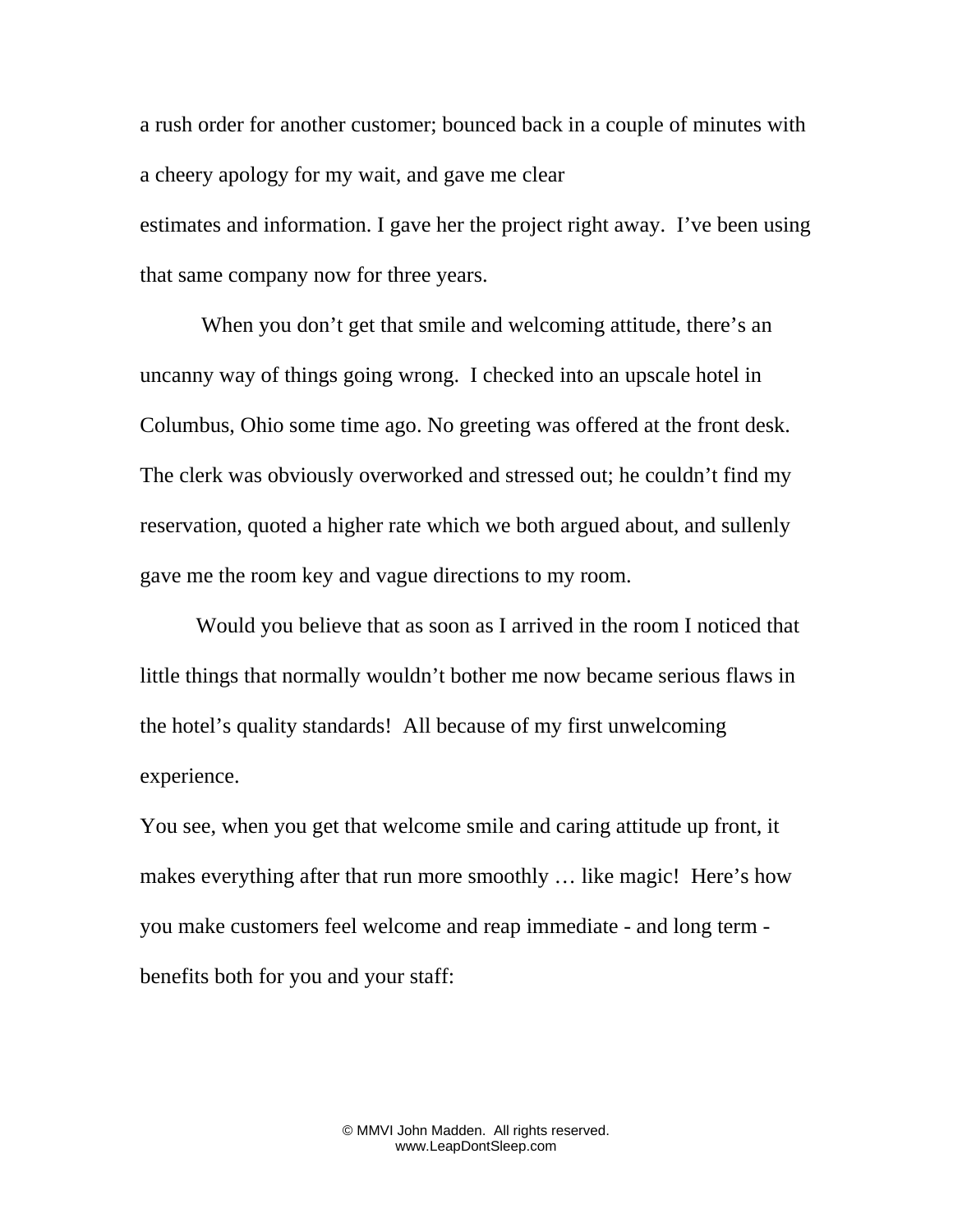a rush order for another customer; bounced back in a couple of minutes with a cheery apology for my wait, and gave me clear estimates and information. I gave her the project right away. I've been using that same company now for three years.

When you don't get that smile and welcoming attitude, there's an uncanny way of things going wrong. I checked into an upscale hotel in Columbus, Ohio some time ago. No greeting was offered at the front desk. The clerk was obviously overworked and stressed out; he couldn't find my reservation, quoted a higher rate which we both argued about, and sullenly gave me the room key and vague directions to my room.

Would you believe that as soon as I arrived in the room I noticed that little things that normally wouldn't bother me now became serious flaws in the hotel's quality standards! All because of my first unwelcoming experience.

You see, when you get that welcome smile and caring attitude up front, it makes everything after that run more smoothly … like magic! Here's how you make customers feel welcome and reap immediate - and long term - benefits both for you and your staff: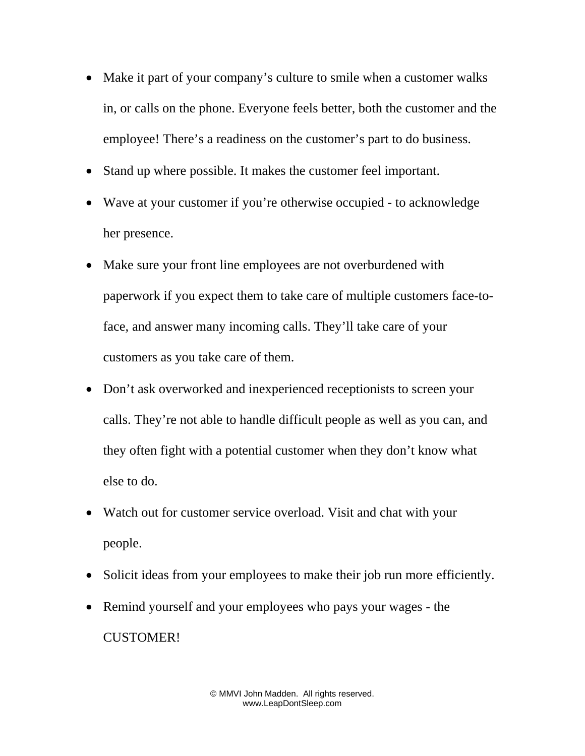- Make it part of your company's culture to smile when a customer walks in, or calls on the phone. Everyone feels better, both the customer and the employee! There's a readiness on the customer's part to do business.
- Stand up where possible. It makes the customer feel important.
- Wave at your customer if you're otherwise occupied - to acknowledge her presence.
- Make sure your front line employees are not overburdened with paperwork if you expect them to take care of multiple customers face-to-face, and answer many incoming calls. They'll take care of your customers as you take care of them.
- Don't ask overworked and inexperienced receptionists to screen your calls. They're not able to handle difficult people as well as you can, and they often fight with a potential customer when they don't know what else to do.
- Watch out for customer service overload. Visit and chat with your people.
- Solicit ideas from your employees to make their job run more efficiently.
- Remind yourself and your employees who pays your wages - the CUSTOMER!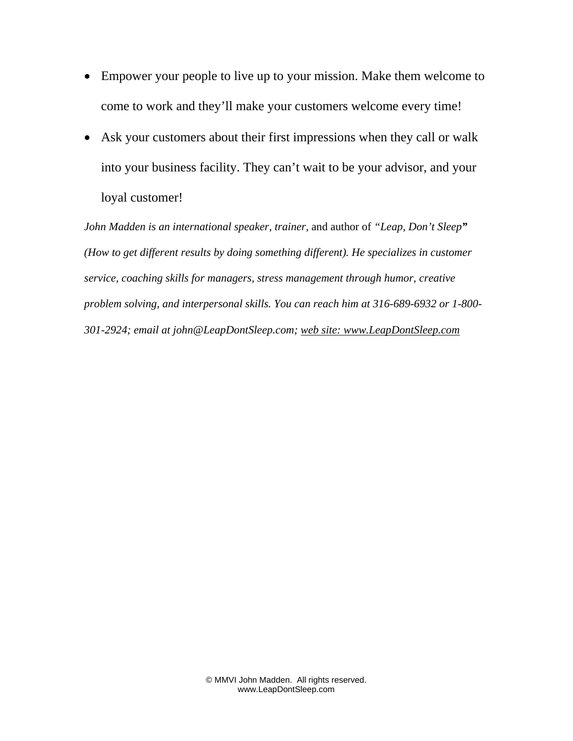- Empower your people to live up to your mission. Make them welcome to come to work and they'll make your customers welcome every time!
- Ask your customers about their first impressions when they call or walk into your business facility. They can't wait to be your advisor, and your loyal customer!

*John Madden is an international speaker, trainer,* and author of *"Leap, Don't Sleep"* *(How to get different results by doing something different). He specializes in customer service, coaching skills for managers, stress management through humor, creative problem solving, and interpersonal skills. You can reach him at 316-689-6932 or 1-800-301-2924; email at john@LeapDontSleep.com; web site: www.LeapDontSleep.com*

© MMVI John Madden. All rights reserved.
www.LeapDontSleep.com